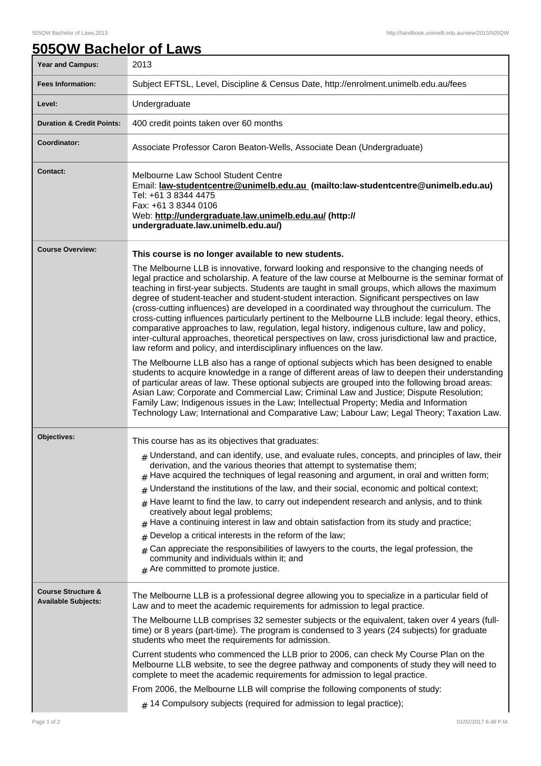# 505QW Bachelor of Laws

| | |
|---|---|
| **Year and Campus:** | 2013 |
| **Fees Information:** | Subject EFTSL, Level, Discipline & Census Date, http://enrolment.unimelb.edu.au/fees |
| **Level:** | Undergraduate |
| **Duration & Credit Points:** | 400 credit points taken over 60 months |
| **Coordinator:** | Associate Professor Caron Beaton-Wells, Associate Dean (Undergraduate) |
| **Contact:** | Melbourne Law School Student Centre<br>Email: **law-studentcentre@unimelb.edu.au (mailto:law-studentcentre@unimelb.edu.au)**<br>Tel: +61 3 8344 4475<br>Fax: +61 3 8344 0106<br>Web: **http://undergraduate.law.unimelb.edu.au/ (http://undergraduate.law.unimelb.edu.au/)** |
| **Course Overview:** | **This course is no longer available to new students.**<br><br>The Melbourne LLB is innovative, forward looking and responsive to the changing needs of legal practice and scholarship. A feature of the law course at Melbourne is the seminar format of teaching in first-year subjects. Students are taught in small groups, which allows the maximum degree of student-teacher and student-student interaction. Significant perspectives on law (cross-cutting influences) are developed in a coordinated way throughout the curriculum. The cross-cutting influences particularly pertinent to the Melbourne LLB include: legal theory, ethics, comparative approaches to law, regulation, legal history, indigenous culture, law and policy, inter-cultural approaches, theoretical perspectives on law, cross jurisdictional law and practice, law reform and policy, and interdisciplinary influences on the law.<br><br>The Melbourne LLB also has a range of optional subjects which has been designed to enable students to acquire knowledge in a range of different areas of law to deepen their understanding of particular areas of law. These optional subjects are grouped into the following broad areas: Asian Law; Corporate and Commercial Law; Criminal Law and Justice; Dispute Resolution; Family Law; Indigenous issues in the Law; Intellectual Property; Media and Information Technology Law; International and Comparative Law; Labour Law; Legal Theory; Taxation Law. |
| **Objectives:** | This course has as its objectives that graduates:<br><br># Understand, and can identify, use, and evaluate rules, concepts, and principles of law, their derivation, and the various theories that attempt to systematise them;<br># Have acquired the techniques of legal reasoning and argument, in oral and written form;<br># Understand the institutions of the law, and their social, economic and poltical context;<br># Have learnt to find the law, to carry out independent research and anlysis, and to think creatively about legal problems;<br># Have a continuing interest in law and obtain satisfaction from its study and practice;<br># Develop a critical interests in the reform of the law;<br># Can appreciate the responsibilities of lawyers to the courts, the legal profession, the community and individuals within it; and<br># Are committed to promote justice. |
| **Course Structure & Available Subjects:** | The Melbourne LLB is a professional degree allowing you to specialize in a particular field of Law and to meet the academic requirements for admission to legal practice.<br><br>The Melbourne LLB comprises 32 semester subjects or the equivalent, taken over 4 years (full-time) or 8 years (part-time). The program is condensed to 3 years (24 subjects) for graduate students who meet the requirements for admission.<br><br>Current students who commenced the LLB prior to 2006, can check My Course Plan on the Melbourne LLB website, to see the degree pathway and components of study they will need to complete to meet the academic requirements for admission to legal practice.<br><br>From 2006, the Melbourne LLB will comprise the following components of study:<br><br># 14 Compulsory subjects (required for admission to legal practice); |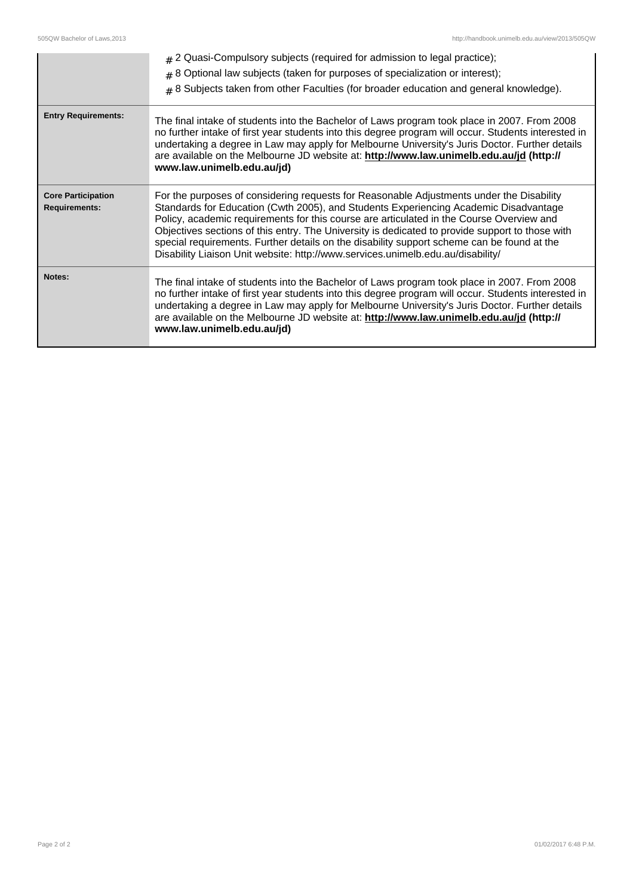| | |
|---|---|
| | # 2 Quasi-Compulsory subjects (required for admission to legal practice);<br># 8 Optional law subjects (taken for purposes of specialization or interest);<br># 8 Subjects taken from other Faculties (for broader education and general knowledge). |
| **Entry Requirements:** | The final intake of students into the Bachelor of Laws program took place in 2007. From 2008 no further intake of first year students into this degree program will occur. Students interested in undertaking a degree in Law may apply for Melbourne University's Juris Doctor. Further details are available on the Melbourne JD website at: **http://www.law.unimelb.edu.au/jd (http://www.law.unimelb.edu.au/jd)** |
| **Core Participation Requirements:** | For the purposes of considering requests for Reasonable Adjustments under the Disability Standards for Education (Cwth 2005), and Students Experiencing Academic Disadvantage Policy, academic requirements for this course are articulated in the Course Overview and Objectives sections of this entry. The University is dedicated to provide support to those with special requirements. Further details on the disability support scheme can be found at the Disability Liaison Unit website: http://www.services.unimelb.edu.au/disability/ |
| **Notes:** | The final intake of students into the Bachelor of Laws program took place in 2007. From 2008 no further intake of first year students into this degree program will occur. Students interested in undertaking a degree in Law may apply for Melbourne University's Juris Doctor. Further details are available on the Melbourne JD website at: **http://www.law.unimelb.edu.au/jd (http://www.law.unimelb.edu.au/jd)** |